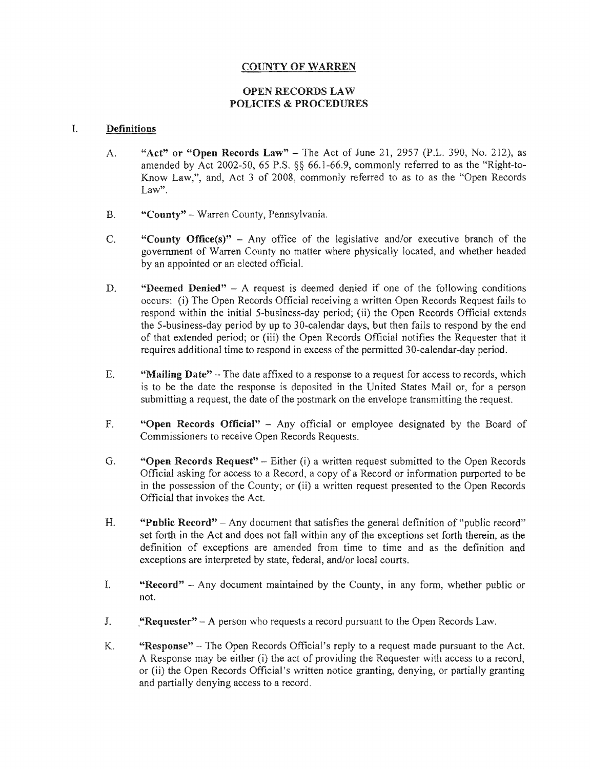## COUNTY OF WARREN

## OPEN RECORDS LAW
## POLICIES & PROCEDURES

### I. Definitions

A. **"Act" or "Open Records Law"** – The Act of June 21, 2957 (P.L. 390, No. 212), as amended by Act 2002-50, 65 P.S. §§ 66.1-66.9, commonly referred to as the "Right-to-Know Law,", and, Act 3 of 2008, commonly referred to as to as the "Open Records Law".

B. **"County"** – Warren County, Pennsylvania.

C. **"County Office(s)"** – Any office of the legislative and/or executive branch of the government of Warren County no matter where physically located, and whether headed by an appointed or an elected official.

D. **"Deemed Denied"** – A request is deemed denied if one of the following conditions occurs: (i) The Open Records Official receiving a written Open Records Request fails to respond within the initial 5-business-day period; (ii) the Open Records Official extends the 5-business-day period by up to 30-calendar days, but then fails to respond by the end of that extended period; or (iii) the Open Records Official notifies the Requester that it requires additional time to respond in excess of the permitted 30-calendar-day period.

E. **"Mailing Date"** – The date affixed to a response to a request for access to records, which is to be the date the response is deposited in the United States Mail or, for a person submitting a request, the date of the postmark on the envelope transmitting the request.

F. **"Open Records Official"** – Any official or employee designated by the Board of Commissioners to receive Open Records Requests.

G. **"Open Records Request"** – Either (i) a written request submitted to the Open Records Official asking for access to a Record, a copy of a Record or information purported to be in the possession of the County; or (ii) a written request presented to the Open Records Official that invokes the Act.

H. **"Public Record"** – Any document that satisfies the general definition of "public record" set forth in the Act and does not fall within any of the exceptions set forth therein, as the definition of exceptions are amended from time to time and as the definition and exceptions are interpreted by state, federal, and/or local courts.

I. **"Record"** – Any document maintained by the County, in any form, whether public or not.

J. **"Requester"** – A person who requests a record pursuant to the Open Records Law.

K. **"Response"** – The Open Records Official's reply to a request made pursuant to the Act. A Response may be either (i) the act of providing the Requester with access to a record, or (ii) the Open Records Official's written notice granting, denying, or partially granting and partially denying access to a record.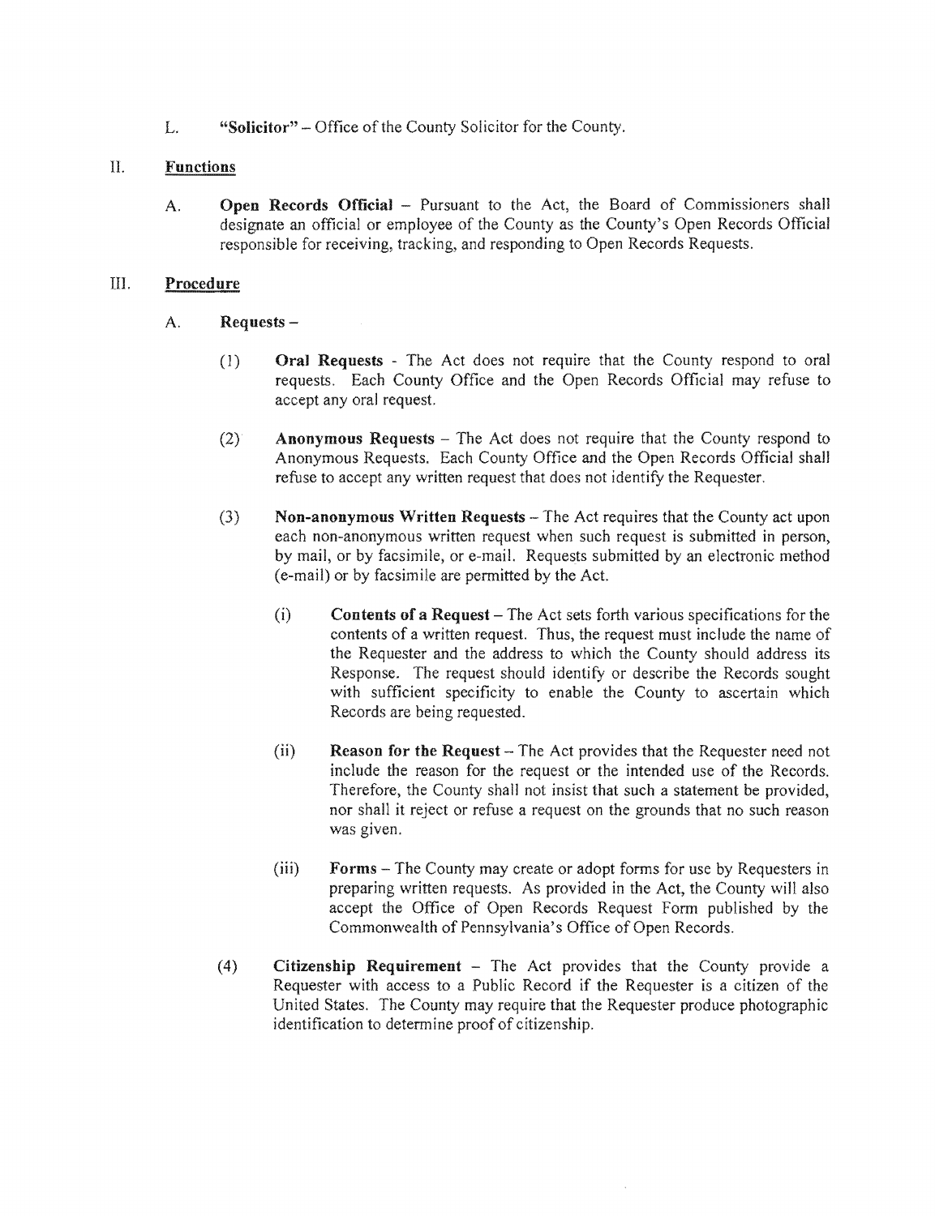L. **"Solicitor"** – Office of the County Solicitor for the County.

## II. Functions

A. **Open Records Official** – Pursuant to the Act, the Board of Commissioners shall designate an official or employee of the County as the County's Open Records Official responsible for receiving, tracking, and responding to Open Records Requests.

## III. Procedure

A. **Requests** –

(1) **Oral Requests** - The Act does not require that the County respond to oral requests. Each County Office and the Open Records Official may refuse to accept any oral request.

(2) **Anonymous Requests** – The Act does not require that the County respond to Anonymous Requests. Each County Office and the Open Records Official shall refuse to accept any written request that does not identify the Requester.

(3) **Non-anonymous Written Requests** – The Act requires that the County act upon each non-anonymous written request when such request is submitted in person, by mail, or by facsimile, or e-mail. Requests submitted by an electronic method (e-mail) or by facsimile are permitted by the Act.

(i) **Contents of a Request** – The Act sets forth various specifications for the contents of a written request. Thus, the request must include the name of the Requester and the address to which the County should address its Response. The request should identify or describe the Records sought with sufficient specificity to enable the County to ascertain which Records are being requested.

(ii) **Reason for the Request** – The Act provides that the Requester need not include the reason for the request or the intended use of the Records. Therefore, the County shall not insist that such a statement be provided, nor shall it reject or refuse a request on the grounds that no such reason was given.

(iii) **Forms** – The County may create or adopt forms for use by Requesters in preparing written requests. As provided in the Act, the County will also accept the Office of Open Records Request Form published by the Commonwealth of Pennsylvania's Office of Open Records.

(4) **Citizenship Requirement** – The Act provides that the County provide a Requester with access to a Public Record if the Requester is a citizen of the United States. The County may require that the Requester produce photographic identification to determine proof of citizenship.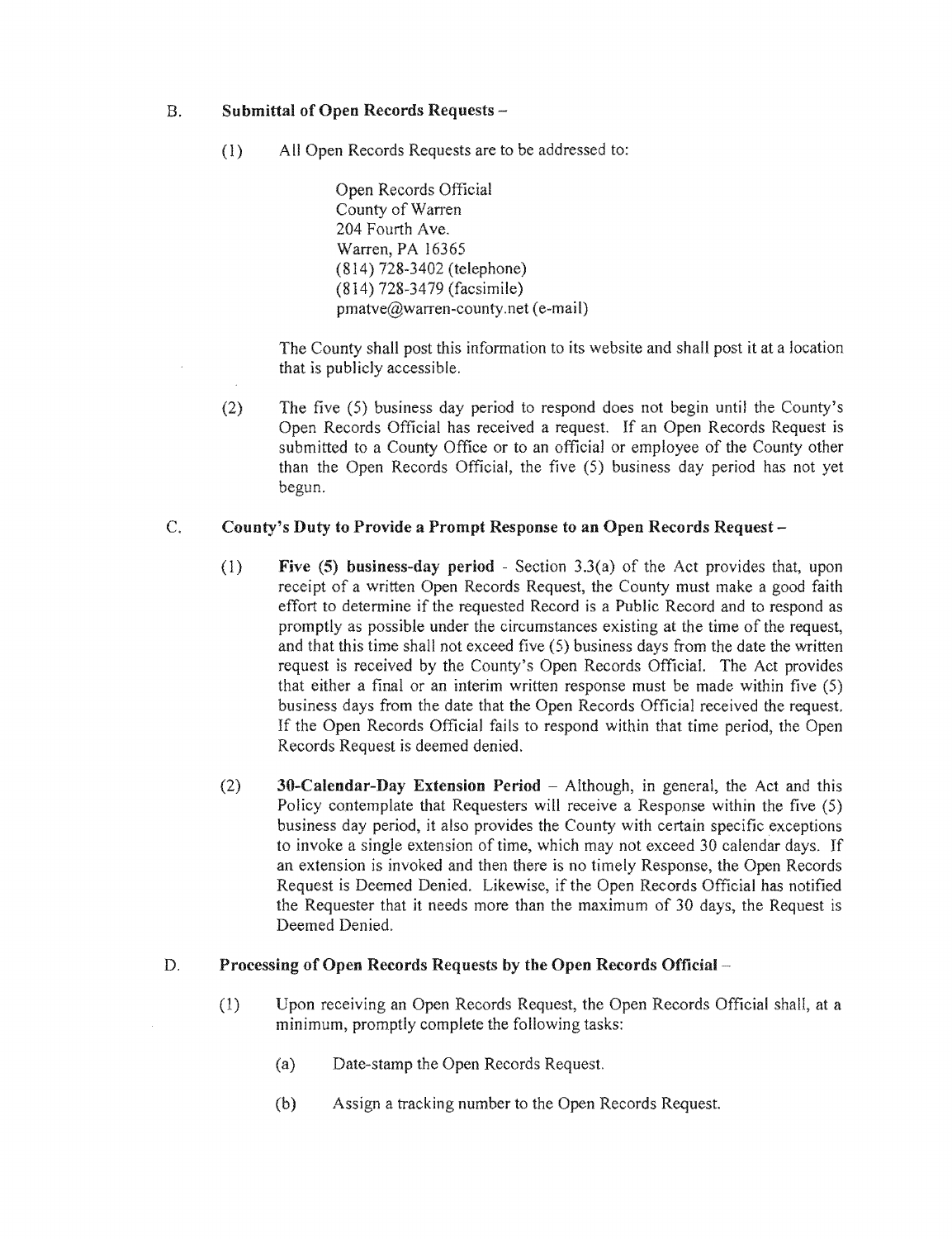B. **Submittal of Open Records Requests –**

(1) All Open Records Requests are to be addressed to:

Open Records Official
County of Warren
204 Fourth Ave.
Warren, PA 16365
(814) 728-3402 (telephone)
(814) 728-3479 (facsimile)
pmatve@warren-county.net (e-mail)

The County shall post this information to its website and shall post it at a location that is publicly accessible.

(2) The five (5) business day period to respond does not begin until the County's Open Records Official has received a request. If an Open Records Request is submitted to a County Office or to an official or employee of the County other than the Open Records Official, the five (5) business day period has not yet begun.

C. **County's Duty to Provide a Prompt Response to an Open Records Request –**

(1) **Five (5) business-day period** - Section 3.3(a) of the Act provides that, upon receipt of a written Open Records Request, the County must make a good faith effort to determine if the requested Record is a Public Record and to respond as promptly as possible under the circumstances existing at the time of the request, and that this time shall not exceed five (5) business days from the date the written request is received by the County's Open Records Official. The Act provides that either a final or an interim written response must be made within five (5) business days from the date that the Open Records Official received the request. If the Open Records Official fails to respond within that time period, the Open Records Request is deemed denied.

(2) **30-Calendar-Day Extension Period** – Although, in general, the Act and this Policy contemplate that Requesters will receive a Response within the five (5) business day period, it also provides the County with certain specific exceptions to invoke a single extension of time, which may not exceed 30 calendar days. If an extension is invoked and then there is no timely Response, the Open Records Request is Deemed Denied. Likewise, if the Open Records Official has notified the Requester that it needs more than the maximum of 30 days, the Request is Deemed Denied.

D. **Processing of Open Records Requests by the Open Records Official –**

(1) Upon receiving an Open Records Request, the Open Records Official shall, at a minimum, promptly complete the following tasks:

(a) Date-stamp the Open Records Request.

(b) Assign a tracking number to the Open Records Request.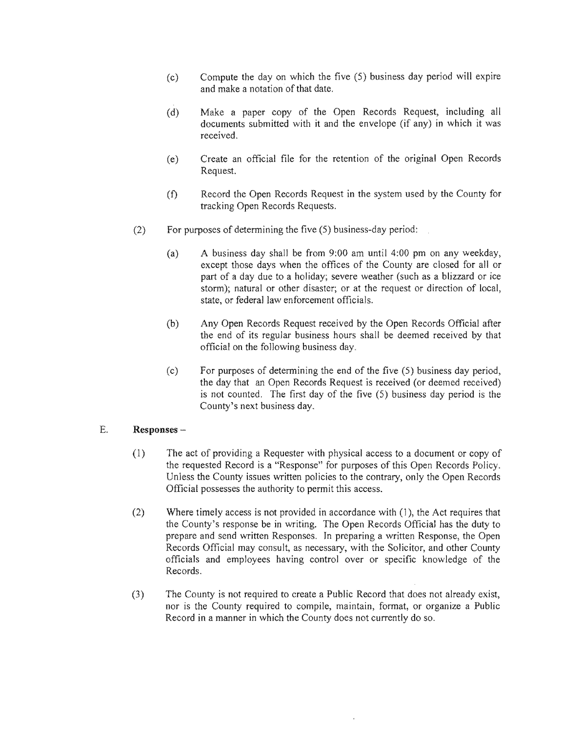(c) Compute the day on which the five (5) business day period will expire and make a notation of that date.

(d) Make a paper copy of the Open Records Request, including all documents submitted with it and the envelope (if any) in which it was received.

(e) Create an official file for the retention of the original Open Records Request.

(f) Record the Open Records Request in the system used by the County for tracking Open Records Requests.

(2) For purposes of determining the five (5) business-day period:

(a) A business day shall be from 9:00 am until 4:00 pm on any weekday, except those days when the offices of the County are closed for all or part of a day due to a holiday; severe weather (such as a blizzard or ice storm); natural or other disaster; or at the request or direction of local, state, or federal law enforcement officials.

(b) Any Open Records Request received by the Open Records Official after the end of its regular business hours shall be deemed received by that official on the following business day.

(c) For purposes of determining the end of the five (5) business day period, the day that an Open Records Request is received (or deemed received) is not counted. The first day of the five (5) business day period is the County's next business day.

E. **Responses –**

(1) The act of providing a Requester with physical access to a document or copy of the requested Record is a "Response" for purposes of this Open Records Policy. Unless the County issues written policies to the contrary, only the Open Records Official possesses the authority to permit this access.

(2) Where timely access is not provided in accordance with (1), the Act requires that the County's response be in writing. The Open Records Official has the duty to prepare and send written Responses. In preparing a written Response, the Open Records Official may consult, as necessary, with the Solicitor, and other County officials and employees having control over or specific knowledge of the Records.

(3) The County is not required to create a Public Record that does not already exist, nor is the County required to compile, maintain, format, or organize a Public Record in a manner in which the County does not currently do so.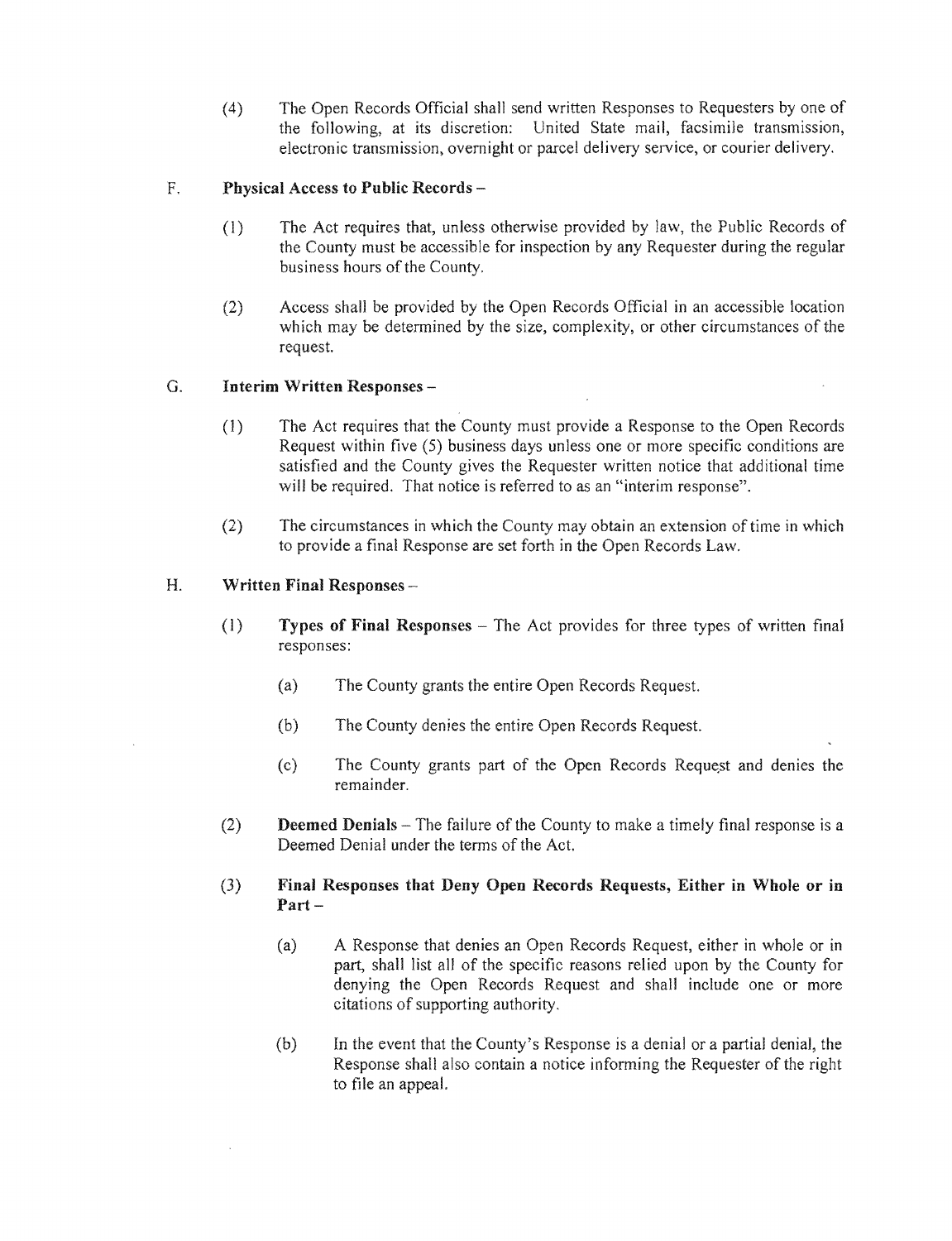(4) The Open Records Official shall send written Responses to Requesters by one of the following, at its discretion: United State mail, facsimile transmission, electronic transmission, overnight or parcel delivery service, or courier delivery.

F. **Physical Access to Public Records –**

(1) The Act requires that, unless otherwise provided by law, the Public Records of the County must be accessible for inspection by any Requester during the regular business hours of the County.

(2) Access shall be provided by the Open Records Official in an accessible location which may be determined by the size, complexity, or other circumstances of the request.

G. **Interim Written Responses –**

(1) The Act requires that the County must provide a Response to the Open Records Request within five (5) business days unless one or more specific conditions are satisfied and the County gives the Requester written notice that additional time will be required. That notice is referred to as an "interim response".

(2) The circumstances in which the County may obtain an extension of time in which to provide a final Response are set forth in the Open Records Law.

H. **Written Final Responses –**

(1) **Types of Final Responses** – The Act provides for three types of written final responses:

(a) The County grants the entire Open Records Request.

(b) The County denies the entire Open Records Request.

(c) The County grants part of the Open Records Request and denies the remainder.

(2) **Deemed Denials** – The failure of the County to make a timely final response is a Deemed Denial under the terms of the Act.

(3) **Final Responses that Deny Open Records Requests, Either in Whole or in Part –**

(a) A Response that denies an Open Records Request, either in whole or in part, shall list all of the specific reasons relied upon by the County for denying the Open Records Request and shall include one or more citations of supporting authority.

(b) In the event that the County's Response is a denial or a partial denial, the Response shall also contain a notice informing the Requester of the right to file an appeal.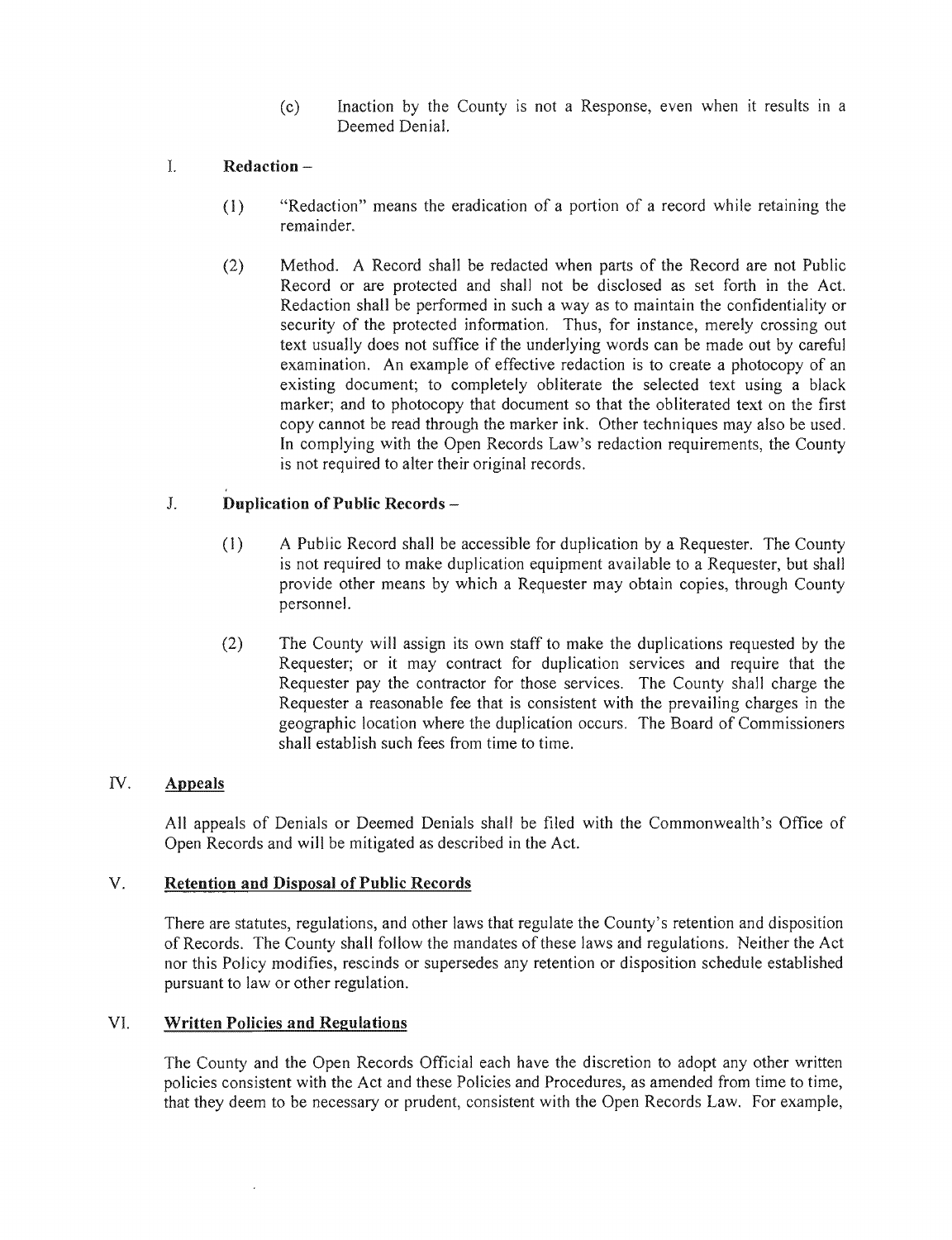(c) Inaction by the County is not a Response, even when it results in a Deemed Denial.

I. **Redaction –**

(1) "Redaction" means the eradication of a portion of a record while retaining the remainder.

(2) Method. A Record shall be redacted when parts of the Record are not Public Record or are protected and shall not be disclosed as set forth in the Act. Redaction shall be performed in such a way as to maintain the confidentiality or security of the protected information. Thus, for instance, merely crossing out text usually does not suffice if the underlying words can be made out by careful examination. An example of effective redaction is to create a photocopy of an existing document; to completely obliterate the selected text using a black marker; and to photocopy that document so that the obliterated text on the first copy cannot be read through the marker ink. Other techniques may also be used. In complying with the Open Records Law's redaction requirements, the County is not required to alter their original records.

J. **Duplication of Public Records –**

(1) A Public Record shall be accessible for duplication by a Requester. The County is not required to make duplication equipment available to a Requester, but shall provide other means by which a Requester may obtain copies, through County personnel.

(2) The County will assign its own staff to make the duplications requested by the Requester; or it may contract for duplication services and require that the Requester pay the contractor for those services. The County shall charge the Requester a reasonable fee that is consistent with the prevailing charges in the geographic location where the duplication occurs. The Board of Commissioners shall establish such fees from time to time.

## IV. Appeals

All appeals of Denials or Deemed Denials shall be filed with the Commonwealth's Office of Open Records and will be mitigated as described in the Act.

## V. Retention and Disposal of Public Records

There are statutes, regulations, and other laws that regulate the County's retention and disposition of Records. The County shall follow the mandates of these laws and regulations. Neither the Act nor this Policy modifies, rescinds or supersedes any retention or disposition schedule established pursuant to law or other regulation.

## VI. Written Policies and Regulations

The County and the Open Records Official each have the discretion to adopt any other written policies consistent with the Act and these Policies and Procedures, as amended from time to time, that they deem to be necessary or prudent, consistent with the Open Records Law. For example,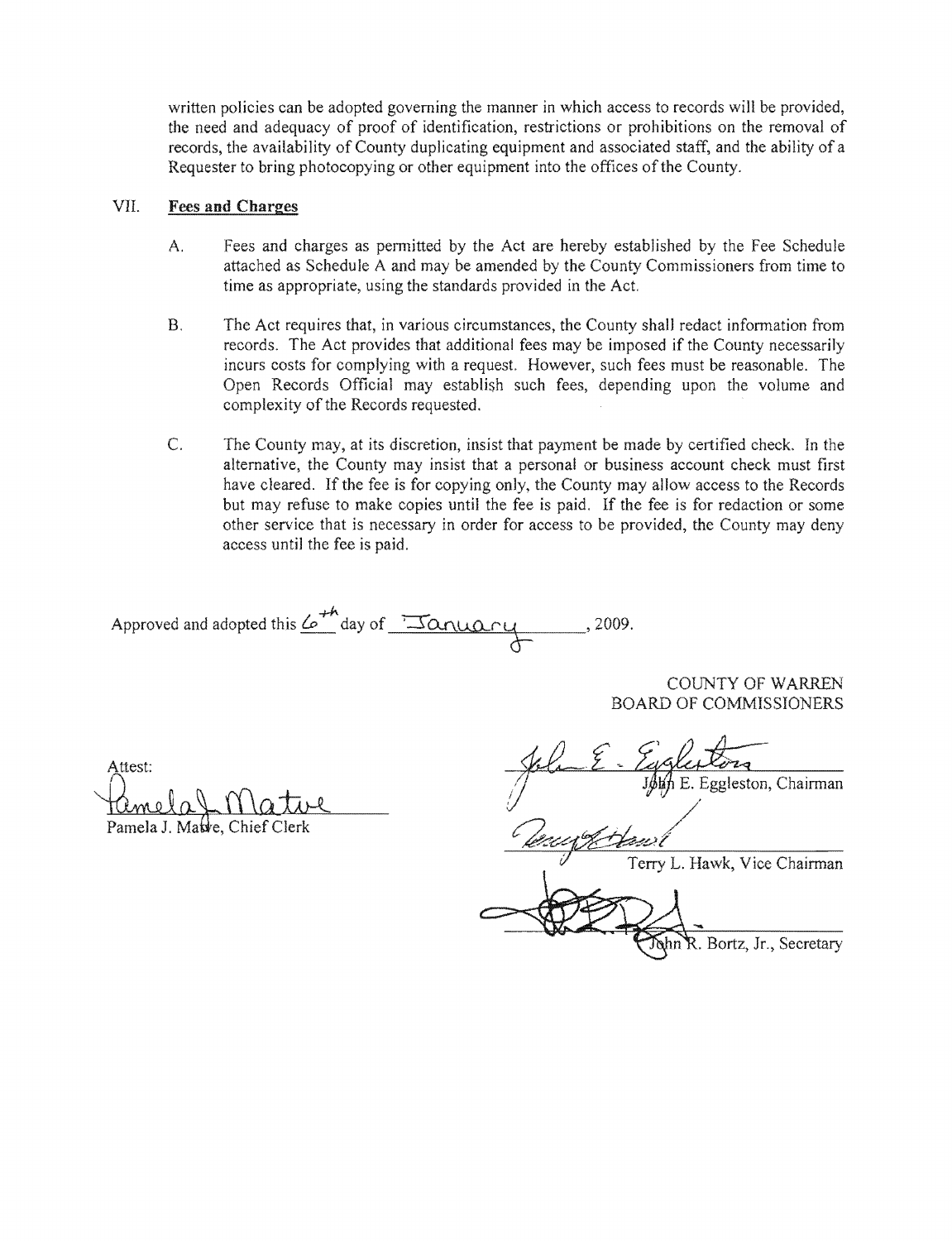written policies can be adopted governing the manner in which access to records will be provided, the need and adequacy of proof of identification, restrictions or prohibitions on the removal of records, the availability of County duplicating equipment and associated staff, and the ability of a Requester to bring photocopying or other equipment into the offices of the County.

## VII. Fees and Charges

A. Fees and charges as permitted by the Act are hereby established by the Fee Schedule attached as Schedule A and may be amended by the County Commissioners from time to time as appropriate, using the standards provided in the Act.

B. The Act requires that, in various circumstances, the County shall redact information from records. The Act provides that additional fees may be imposed if the County necessarily incurs costs for complying with a request. However, such fees must be reasonable. The Open Records Official may establish such fees, depending upon the volume and complexity of the Records requested.

C. The County may, at its discretion, insist that payment be made by certified check. In the alternative, the County may insist that a personal or business account check must first have cleared. If the fee is for copying only, the County may allow access to the Records but may refuse to make copies until the fee is paid. If the fee is for redaction or some other service that is necessary in order for access to be provided, the County may deny access until the fee is paid.

Approved and adopted this 6th day of January, 2009.

COUNTY OF WARREN
BOARD OF COMMISSIONERS

Attest:

Pamela J. Matve, Chief Clerk

John E. Eggleston, Chairman

Terry L. Hawk, Vice Chairman

John R. Bortz, Jr., Secretary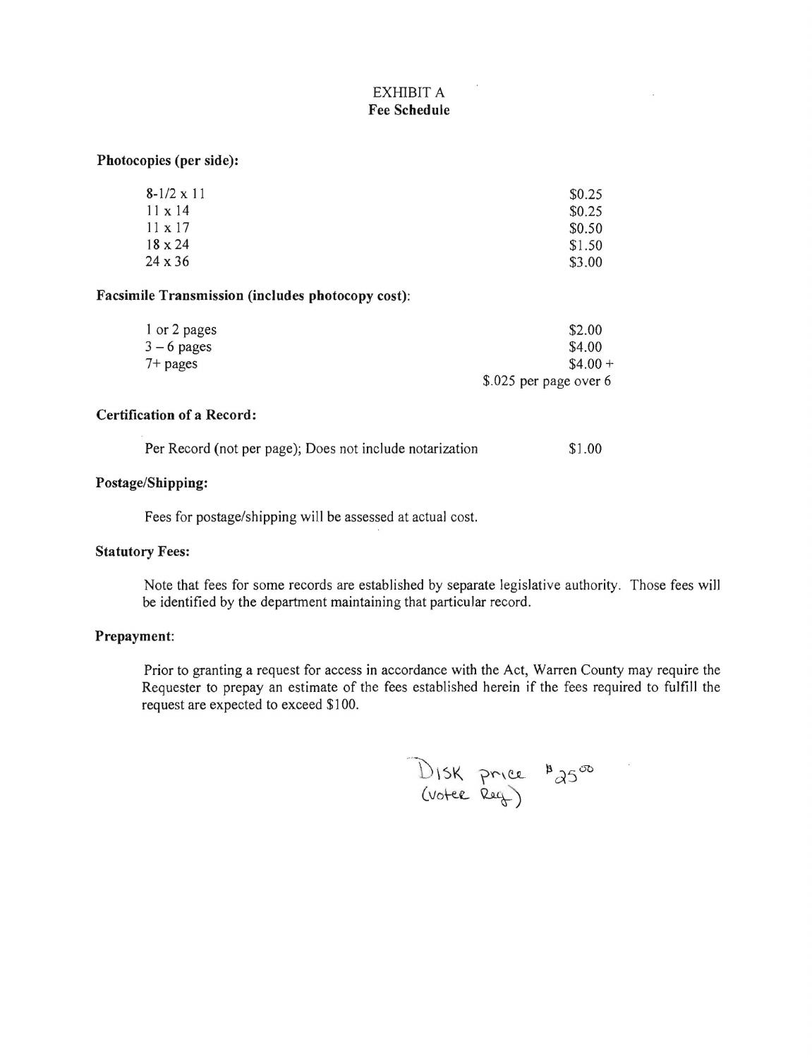# EXHIBIT A
## Fee Schedule

**Photocopies (per side):**

| | |
|---|---|
| 8-1/2 x 11 | $0.25 |
| 11 x 14 | $0.25 |
| 11 x 17 | $0.50 |
| 18 x 24 | $1.50 |
| 24 x 36 | $3.00 |

**Facsimile Transmission (includes photocopy cost):**

| | |
|---|---|
| 1 or 2 pages | $2.00 |
| 3 – 6 pages | $4.00 |
| 7+ pages | $4.00 + $.025 per page over 6 |

**Certification of a Record:**

| | |
|---|---|
| Per Record (not per page); Does not include notarization | $1.00 |

**Postage/Shipping:**

Fees for postage/shipping will be assessed at actual cost.

**Statutory Fees:**

Note that fees for some records are established by separate legislative authority. Those fees will be identified by the department maintaining that particular record.

**Prepayment:**

Prior to granting a request for access in accordance with the Act, Warren County may require the Requester to prepay an estimate of the fees established herein if the fees required to fulfill the request are expected to exceed $100.

Disk price $25.00
(Voter Reg)